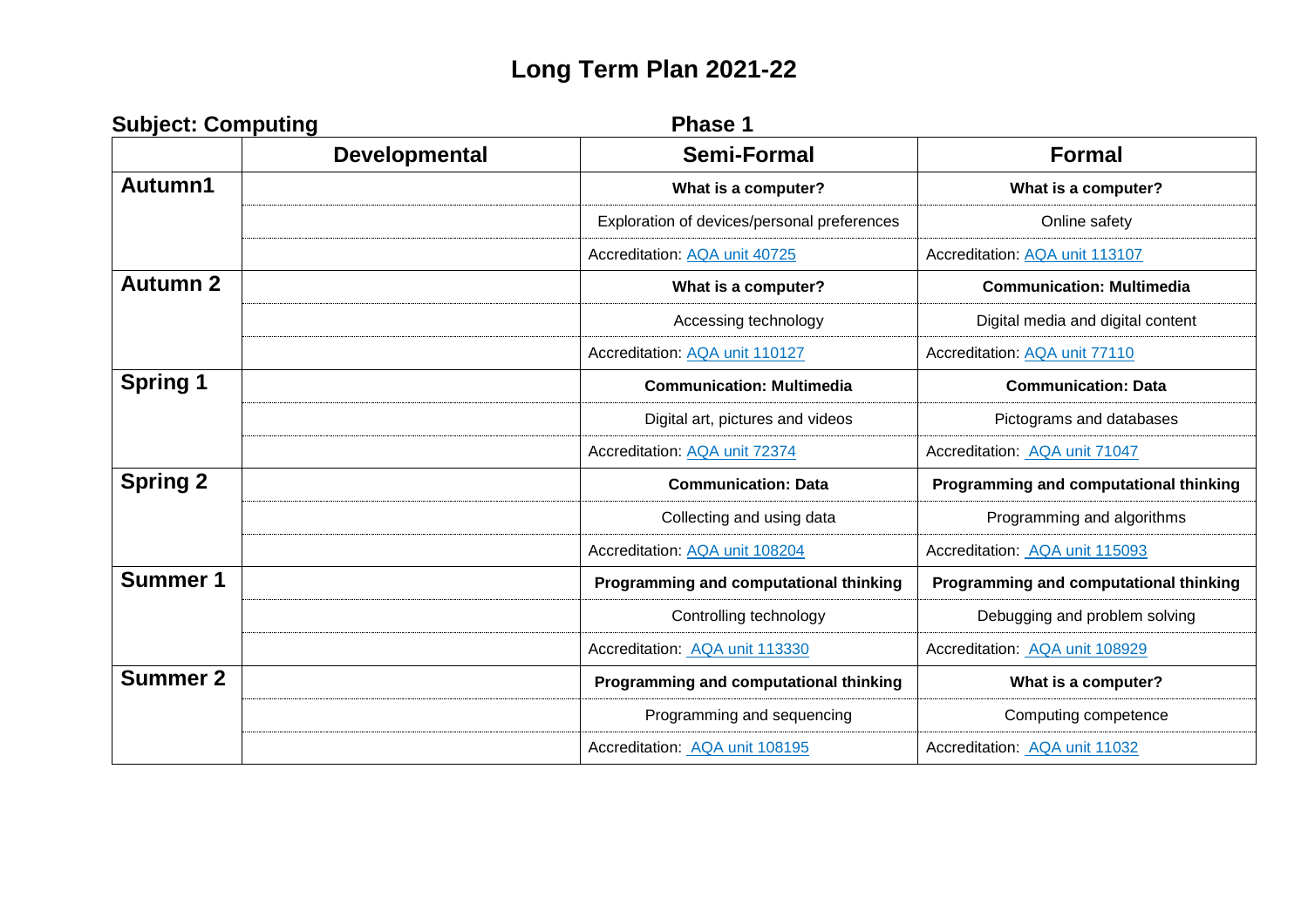# Long Term Plan 2021-22

**Subject: Computing** **Phase 1**

| | Developmental | Semi-Formal | Formal |
|---|---|---|---|
| **Autumn1** | | **What is a computer?** | **What is a computer?** |
| | | Exploration of devices/personal preferences | Online safety |
| | | Accreditation: AQA unit 40725 | Accreditation: AQA unit 113107 |
| **Autumn 2** | | **What is a computer?** | **Communication: Multimedia** |
| | | Accessing technology | Digital media and digital content |
| | | Accreditation: AQA unit 110127 | Accreditation: AQA unit 77110 |
| **Spring 1** | | **Communication: Multimedia** | **Communication: Data** |
| | | Digital art, pictures and videos | Pictograms and databases |
| | | Accreditation: AQA unit 72374 | Accreditation: AQA unit 71047 |
| **Spring 2** | | **Communication: Data** | **Programming and computational thinking** |
| | | Collecting and using data | Programming and algorithms |
| | | Accreditation: AQA unit 108204 | Accreditation: AQA unit 115093 |
| **Summer 1** | | **Programming and computational thinking** | **Programming and computational thinking** |
| | | Controlling technology | Debugging and problem solving |
| | | Accreditation: AQA unit 113330 | Accreditation: AQA unit 108929 |
| **Summer 2** | | **Programming and computational thinking** | **What is a computer?** |
| | | Programming and sequencing | Computing competence |
| | | Accreditation: AQA unit 108195 | Accreditation: AQA unit 11032 |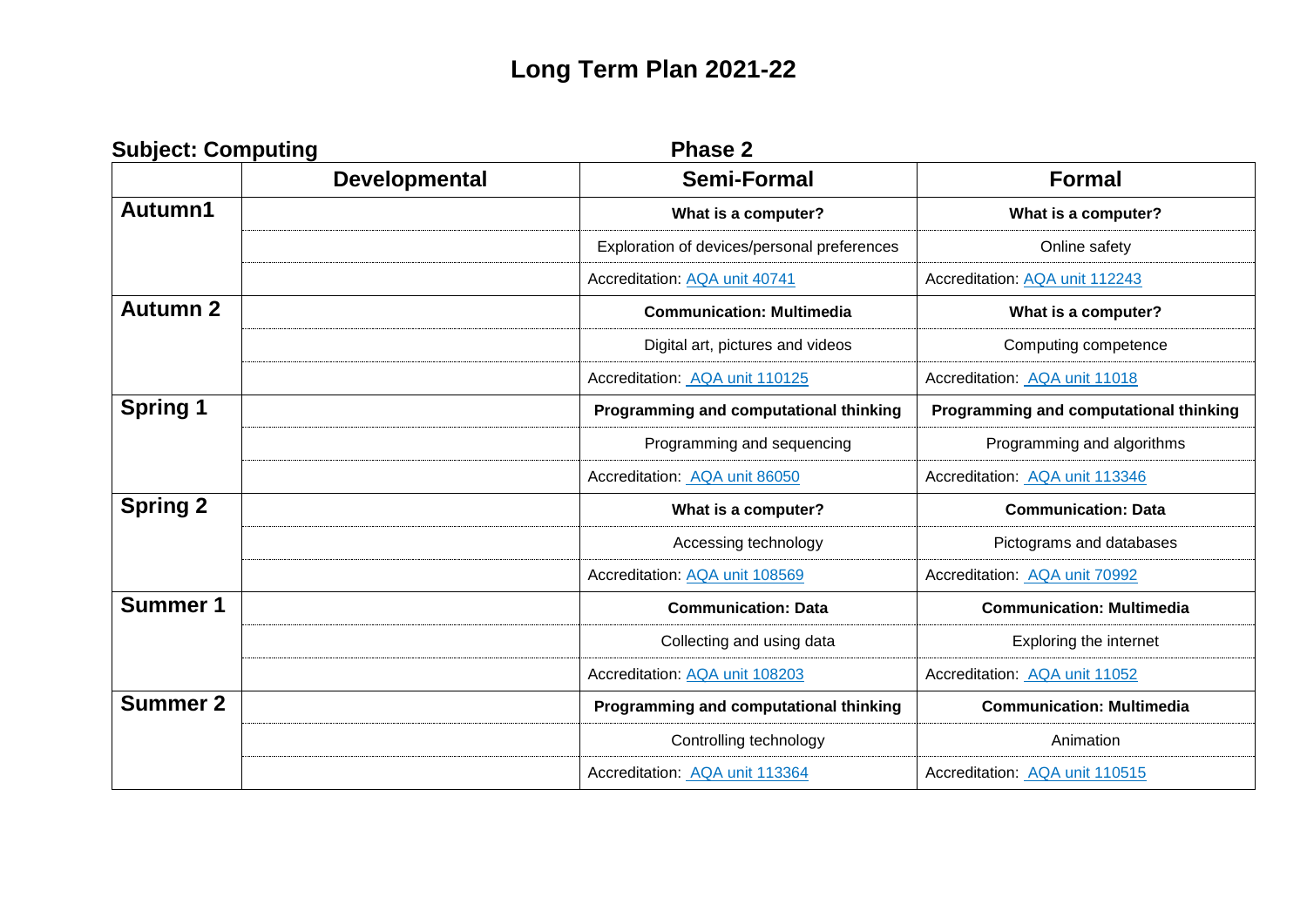# Long Term Plan 2021-22

**Subject: Computing** **Phase 2**

| | Developmental | Semi-Formal | Formal |
|---|---|---|---|
| **Autumn1** | | **What is a computer?** | **What is a computer?** |
| | | Exploration of devices/personal preferences | Online safety |
| | | Accreditation: AQA unit 40741 | Accreditation: AQA unit 112243 |
| **Autumn 2** | | **Communication: Multimedia** | **What is a computer?** |
| | | Digital art, pictures and videos | Computing competence |
| | | Accreditation: AQA unit 110125 | Accreditation: AQA unit 11018 |
| **Spring 1** | | **Programming and computational thinking** | **Programming and computational thinking** |
| | | Programming and sequencing | Programming and algorithms |
| | | Accreditation: AQA unit 86050 | Accreditation: AQA unit 113346 |
| **Spring 2** | | **What is a computer?** | **Communication: Data** |
| | | Accessing technology | Pictograms and databases |
| | | Accreditation: AQA unit 108569 | Accreditation: AQA unit 70992 |
| **Summer 1** | | **Communication: Data** | **Communication: Multimedia** |
| | | Collecting and using data | Exploring the internet |
| | | Accreditation: AQA unit 108203 | Accreditation: AQA unit 11052 |
| **Summer 2** | | **Programming and computational thinking** | **Communication: Multimedia** |
| | | Controlling technology | Animation |
| | | Accreditation: AQA unit 113364 | Accreditation: AQA unit 110515 |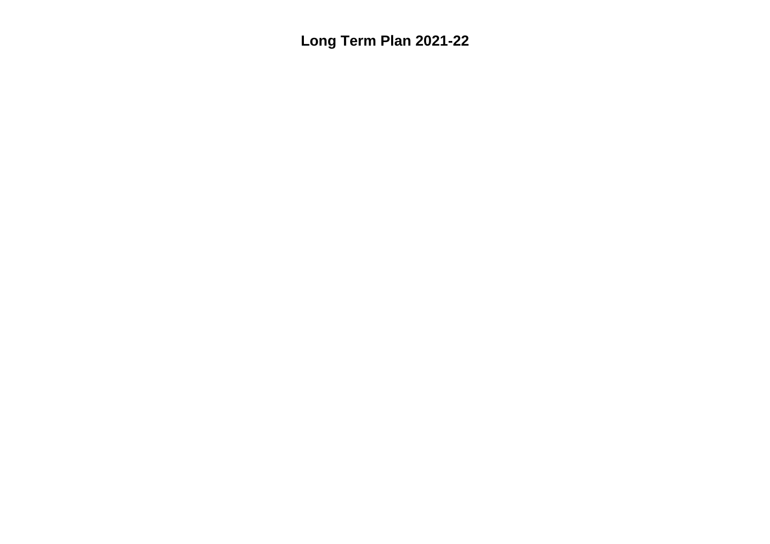# Long Term Plan 2021-22